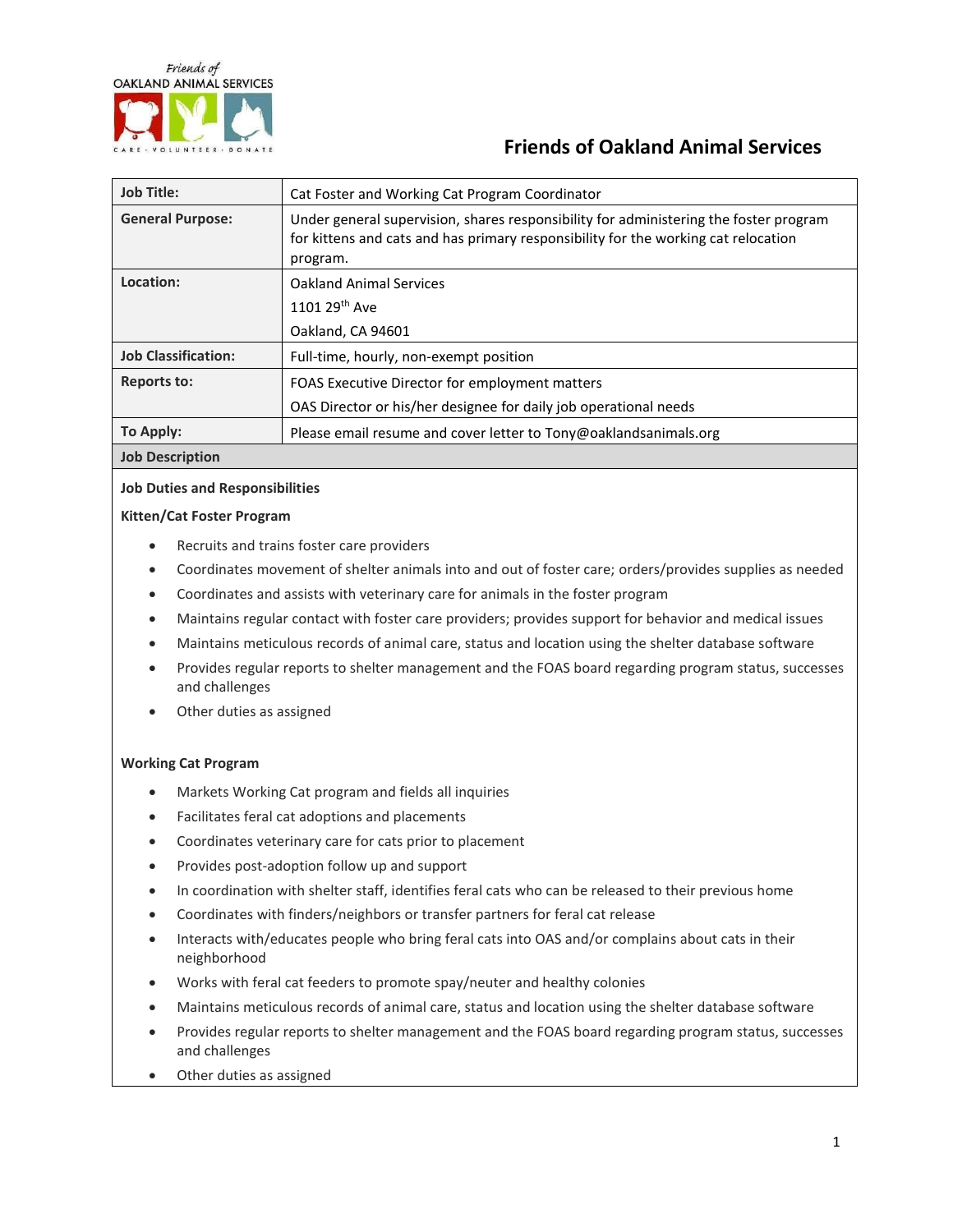Friends of
OAKLAND ANIMAL SERVICES
CARE · VOLUNTEER · DONATE

# Friends of Oakland Animal Services

| | |
|---|---|
| **Job Title:** | Cat Foster and Working Cat Program Coordinator |
| **General Purpose:** | Under general supervision, shares responsibility for administering the foster program for kittens and cats and has primary responsibility for the working cat relocation program. |
| **Location:** | Oakland Animal Services<br>1101 29th Ave<br>Oakland, CA 94601 |
| **Job Classification:** | Full-time, hourly, non-exempt position |
| **Reports to:** | FOAS Executive Director for employment matters<br>OAS Director or his/her designee for daily job operational needs |
| **To Apply:** | Please email resume and cover letter to Tony@oaklandsanimals.org |

## Job Description

### Job Duties and Responsibilities

#### Kitten/Cat Foster Program

- Recruits and trains foster care providers
- Coordinates movement of shelter animals into and out of foster care; orders/provides supplies as needed
- Coordinates and assists with veterinary care for animals in the foster program
- Maintains regular contact with foster care providers; provides support for behavior and medical issues
- Maintains meticulous records of animal care, status and location using the shelter database software
- Provides regular reports to shelter management and the FOAS board regarding program status, successes and challenges
- Other duties as assigned

#### Working Cat Program

- Markets Working Cat program and fields all inquiries
- Facilitates feral cat adoptions and placements
- Coordinates veterinary care for cats prior to placement
- Provides post-adoption follow up and support
- In coordination with shelter staff, identifies feral cats who can be released to their previous home
- Coordinates with finders/neighbors or transfer partners for feral cat release
- Interacts with/educates people who bring feral cats into OAS and/or complains about cats in their neighborhood
- Works with feral cat feeders to promote spay/neuter and healthy colonies
- Maintains meticulous records of animal care, status and location using the shelter database software
- Provides regular reports to shelter management and the FOAS board regarding program status, successes and challenges
- Other duties as assigned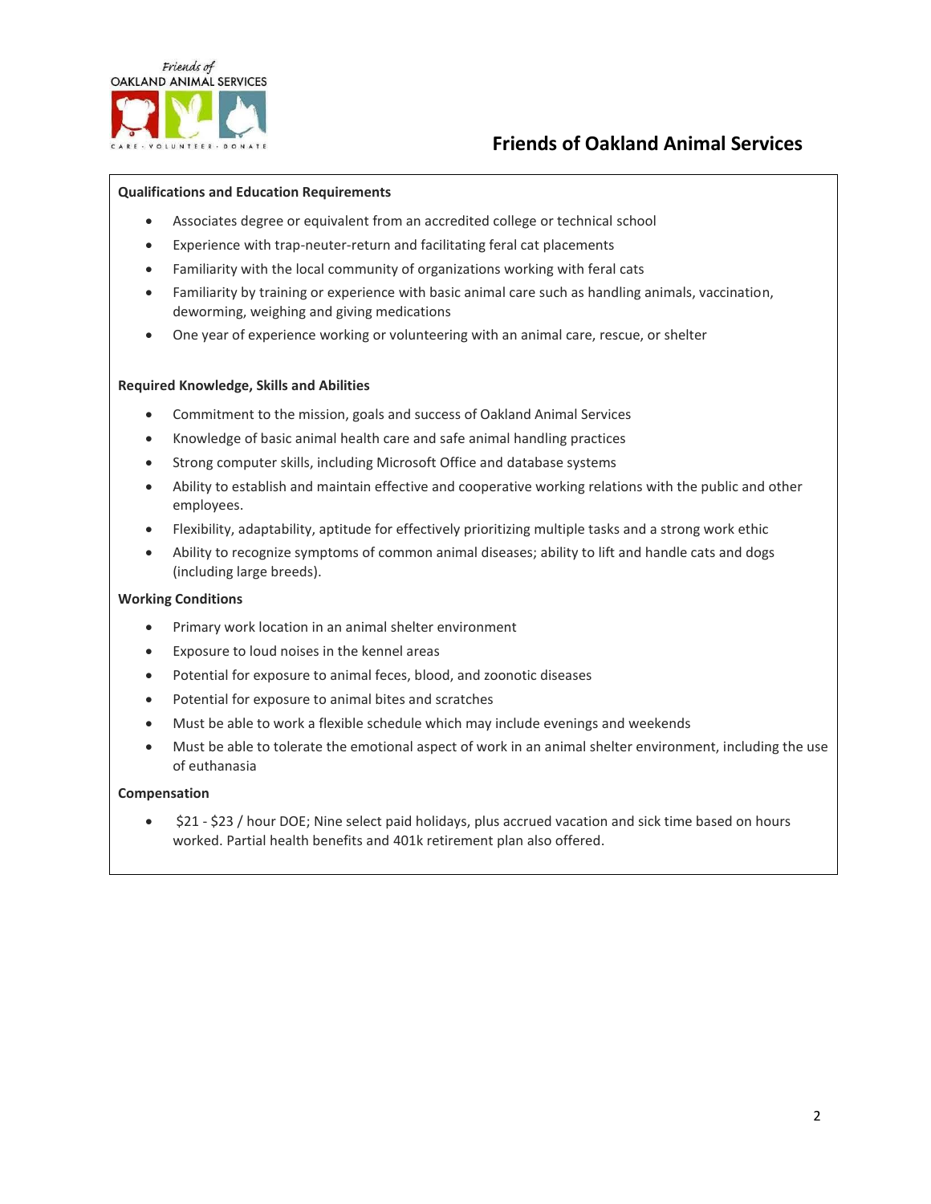**Qualifications and Education Requirements**

- Associates degree or equivalent from an accredited college or technical school
- Experience with trap-neuter-return and facilitating feral cat placements
- Familiarity with the local community of organizations working with feral cats
- Familiarity by training or experience with basic animal care such as handling animals, vaccination, deworming, weighing and giving medications
- One year of experience working or volunteering with an animal care, rescue, or shelter

**Required Knowledge, Skills and Abilities**

- Commitment to the mission, goals and success of Oakland Animal Services
- Knowledge of basic animal health care and safe animal handling practices
- Strong computer skills, including Microsoft Office and database systems
- Ability to establish and maintain effective and cooperative working relations with the public and other employees.
- Flexibility, adaptability, aptitude for effectively prioritizing multiple tasks and a strong work ethic
- Ability to recognize symptoms of common animal diseases; ability to lift and handle cats and dogs (including large breeds).

**Working Conditions**

- Primary work location in an animal shelter environment
- Exposure to loud noises in the kennel areas
- Potential for exposure to animal feces, blood, and zoonotic diseases
- Potential for exposure to animal bites and scratches
- Must be able to work a flexible schedule which may include evenings and weekends
- Must be able to tolerate the emotional aspect of work in an animal shelter environment, including the use of euthanasia

**Compensation**

- $21 - $23 / hour DOE; Nine select paid holidays, plus accrued vacation and sick time based on hours worked. Partial health benefits and 401k retirement plan also offered.